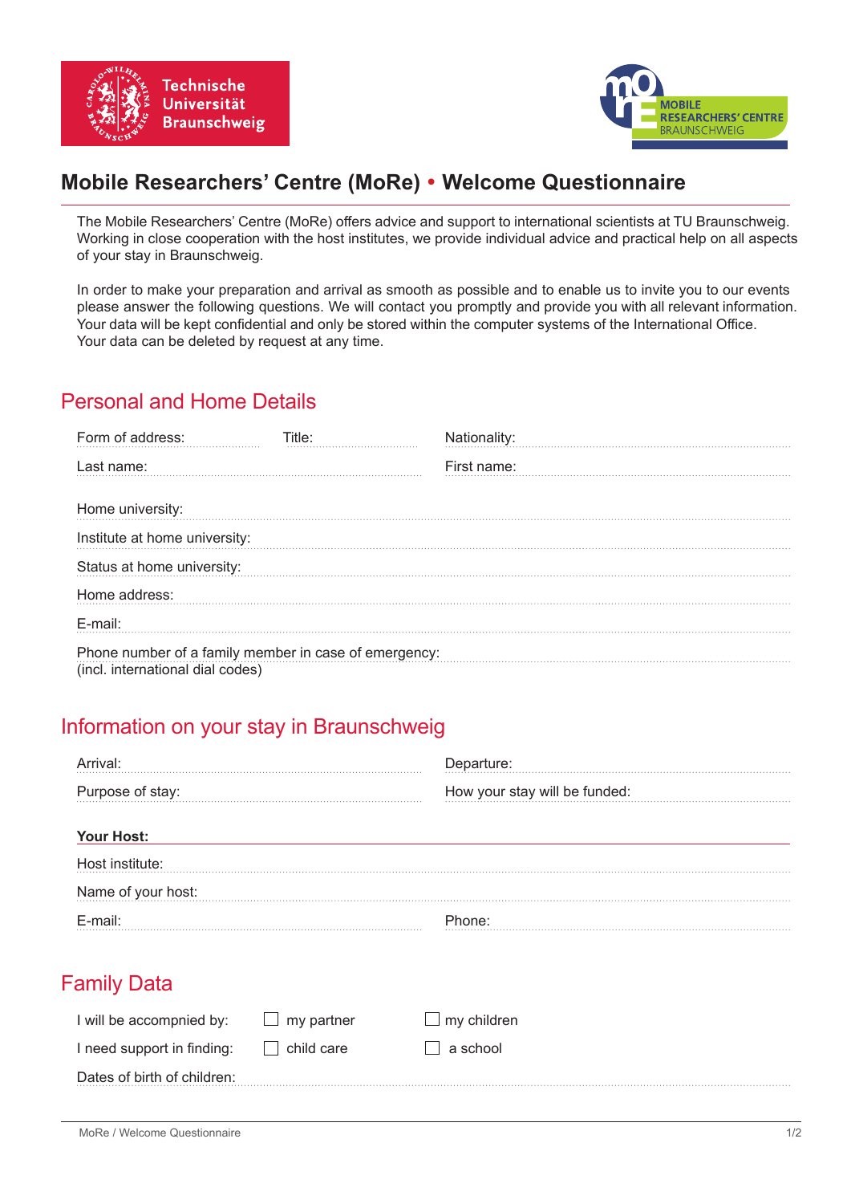# Mobile Researchers' Centre (MoRe) • Welcome Questionnaire

The Mobile Researchers' Centre (MoRe) offers advice and support to international scientists at TU Braunschweig. Working in close cooperation with the host institutes, we provide individual advice and practical help on all aspects of your stay in Braunschweig.

In order to make your preparation and arrival as smooth as possible and to enable us to invite you to our events please answer the following questions. We will contact you promptly and provide you with all relevant information. Your data will be kept confidential and only be stored within the computer systems of the International Office. Your data can be deleted by request at any time.

## Personal and Home Details

Form of address: Title: Nationality:

Last name: First name:

Home university:

Institute at home university:

Status at home university:

Home address:

E-mail:

Phone number of a family member in case of emergency:
(incl. international dial codes)

## Information on your stay in Braunschweig

Arrival: Departure:

Purpose of stay: How your stay will be funded:

**Your Host:**

Host institute:

Name of your host:

E-mail: Phone:

## Family Data

I will be accompnied by: ☐ my partner ☐ my children

I need support in finding: ☐ child care ☐ a school

Dates of birth of children: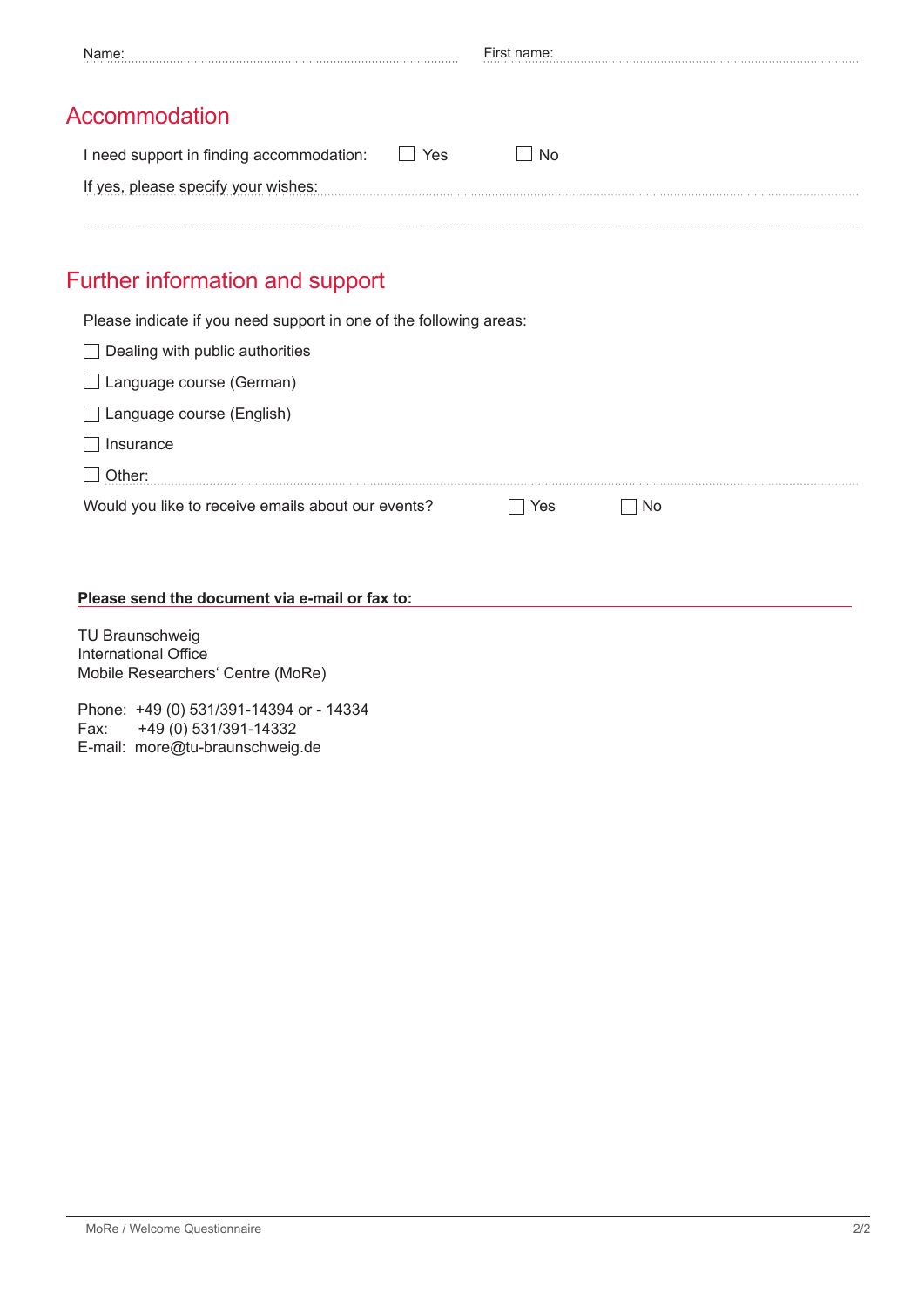Name: ............................................ First name: ............................................

## Accommodation

I need support in finding accommodation: ☐ Yes ☐ No

If yes, please specify your wishes: ............................................

............................................

## Further information and support

Please indicate if you need support in one of the following areas:

☐ Dealing with public authorities

☐ Language course (German)

☐ Language course (English)

☐ Insurance

☐ Other: ............................................

Would you like to receive emails about our events? ☐ Yes ☐ No

**Please send the document via e-mail or fax to:**

TU Braunschweig
International Office
Mobile Researchers‘ Centre (MoRe)

Phone: +49 (0) 531/391-14394 or - 14334
Fax: +49 (0) 531/391-14332
E-mail: more@tu-braunschweig.de